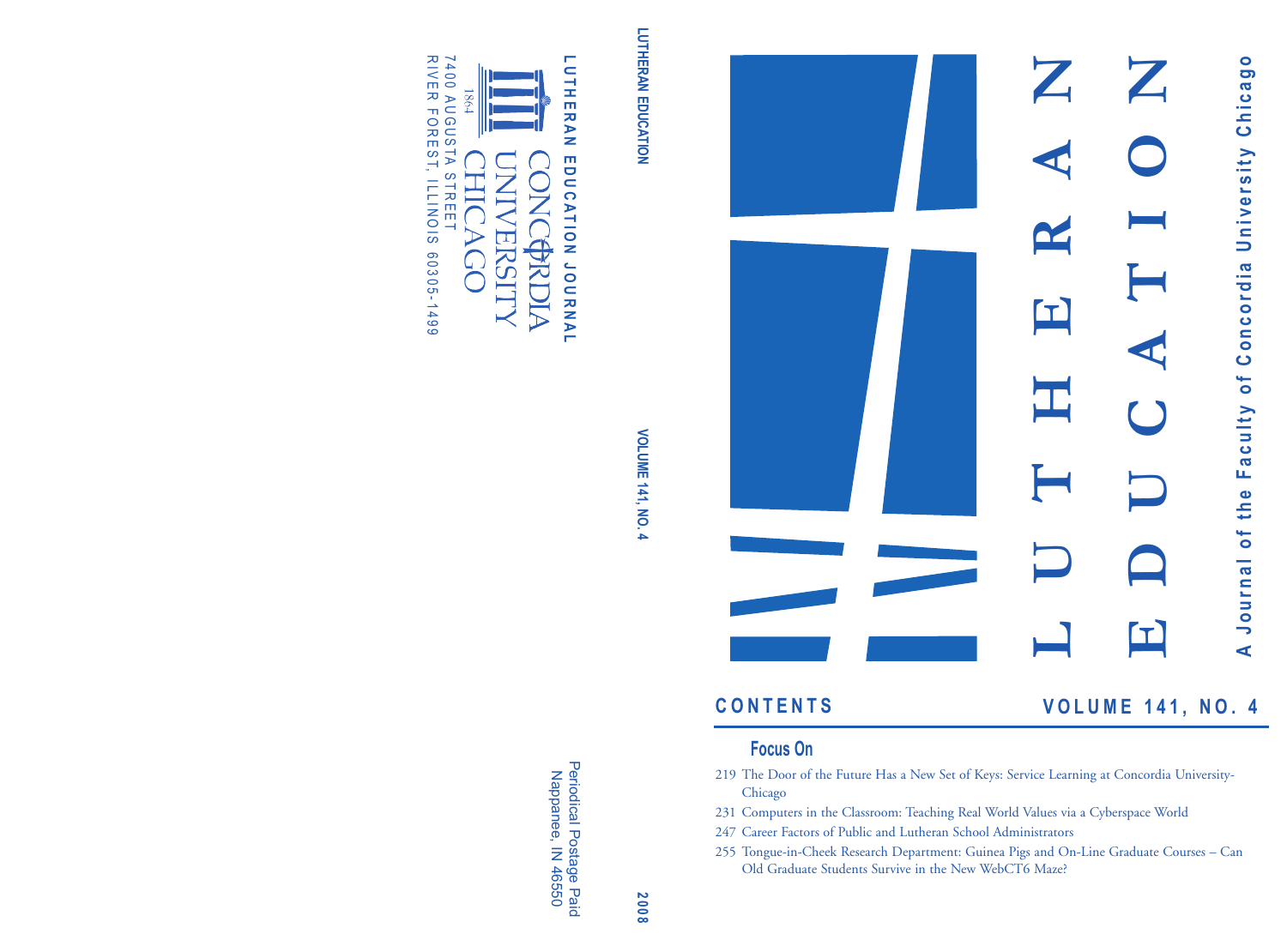# LUTHERAN EDUCATION

A Journal of the Faculty of Concordia University Chicago

## CONTENTS

VOLUME 141, NO. 4

### Focus On

219 The Door of the Future Has a New Set of Keys: Service Learning at Concordia University-Chicago

231 Computers in the Classroom: Teaching Real World Values via a Cyberspace World

247 Career Factors of Public and Lutheran School Administrators

255 Tongue-in-Cheek Research Department: Guinea Pigs and On-Line Graduate Courses – Can Old Graduate Students Survive in the New WebCT6 Maze?

LUTHERAN EDUCATION VOLUME 141, NO. 4 2008

LUTHERAN EDUCATION JOURNAL

CONCORDIA UNIVERSITY CHICAGO

1864

7400 AUGUSTA STREET
RIVER FOREST, ILLINOIS 60305-1499

Periodical Postage Paid
Nappanee, IN 46550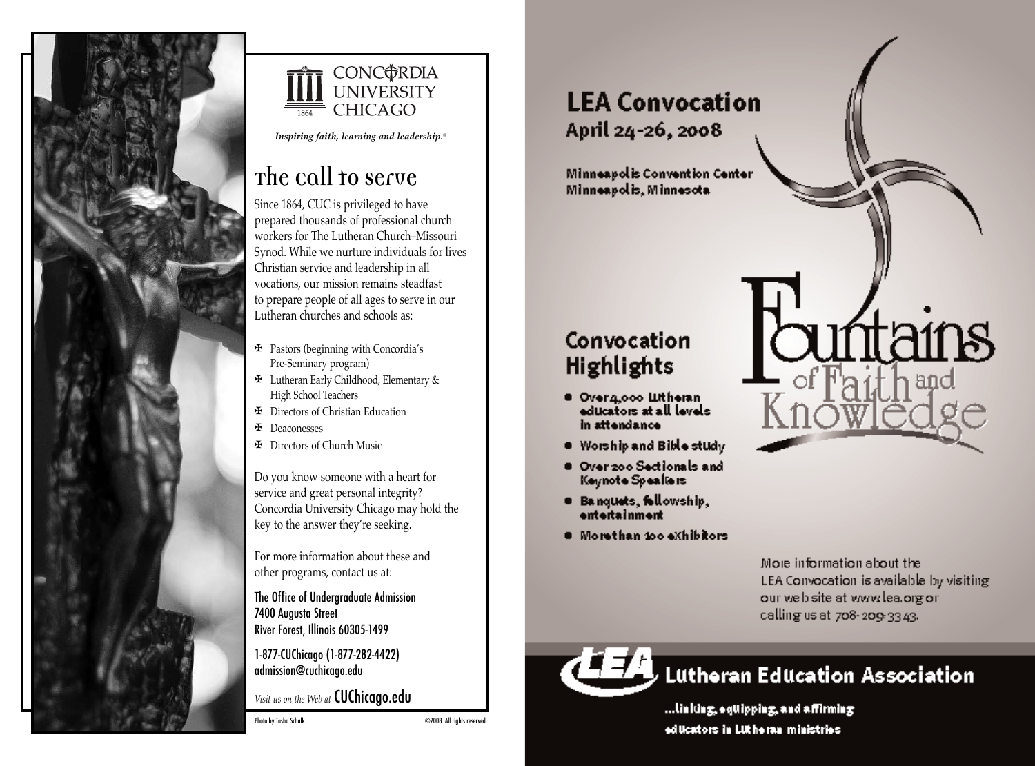CONCORDIA UNIVERSITY CHICAGO
1864

*Inspiring faith, learning and leadership.®*

# The call to serve

Since 1864, CUC is privileged to have prepared thousands of professional church workers for The Lutheran Church–Missouri Synod. While we nurture individuals for lives Christian service and leadership in all vocations, our mission remains steadfast to prepare people of all ages to serve in our Lutheran churches and schools as:

- Pastors (beginning with Concordia's Pre-Seminary program)
- Lutheran Early Childhood, Elementary & High School Teachers
- Directors of Christian Education
- Deaconesses
- Directors of Church Music

Do you know someone with a heart for service and great personal integrity? Concordia University Chicago may hold the key to the answer they're seeking.

For more information about these and other programs, contact us at:

The Office of Undergraduate Admission
7400 Augusta Street
River Forest, Illinois 60305-1499

1-877-CUChicago (1-877-282-4422)
admission@cuchicago.edu

*Visit us on the Web at* CUChicago.edu

Photo by Tasha Schalk. ©2008. All rights reserved.

# LEA Convocation

**April 24-26, 2008**

Minneapolis Convention Center
Minneapolis, Minnesota

Fountains of Faith and Knowledge

## Convocation Highlights

- Over 4,000 Lutheran educators at all levels in attendance
- Worship and Bible study
- Over 200 Sectionals and Keynote Speakers
- Banquets, fellowship, entertainment
- More than 100 exhibitors

More information about the LEA Convocation is available by visiting our web site at www.lea.org or calling us at 708-209-3343.

LEA **Lutheran Education Association**

...linking, equipping, and affirming educators in Lutheran ministries